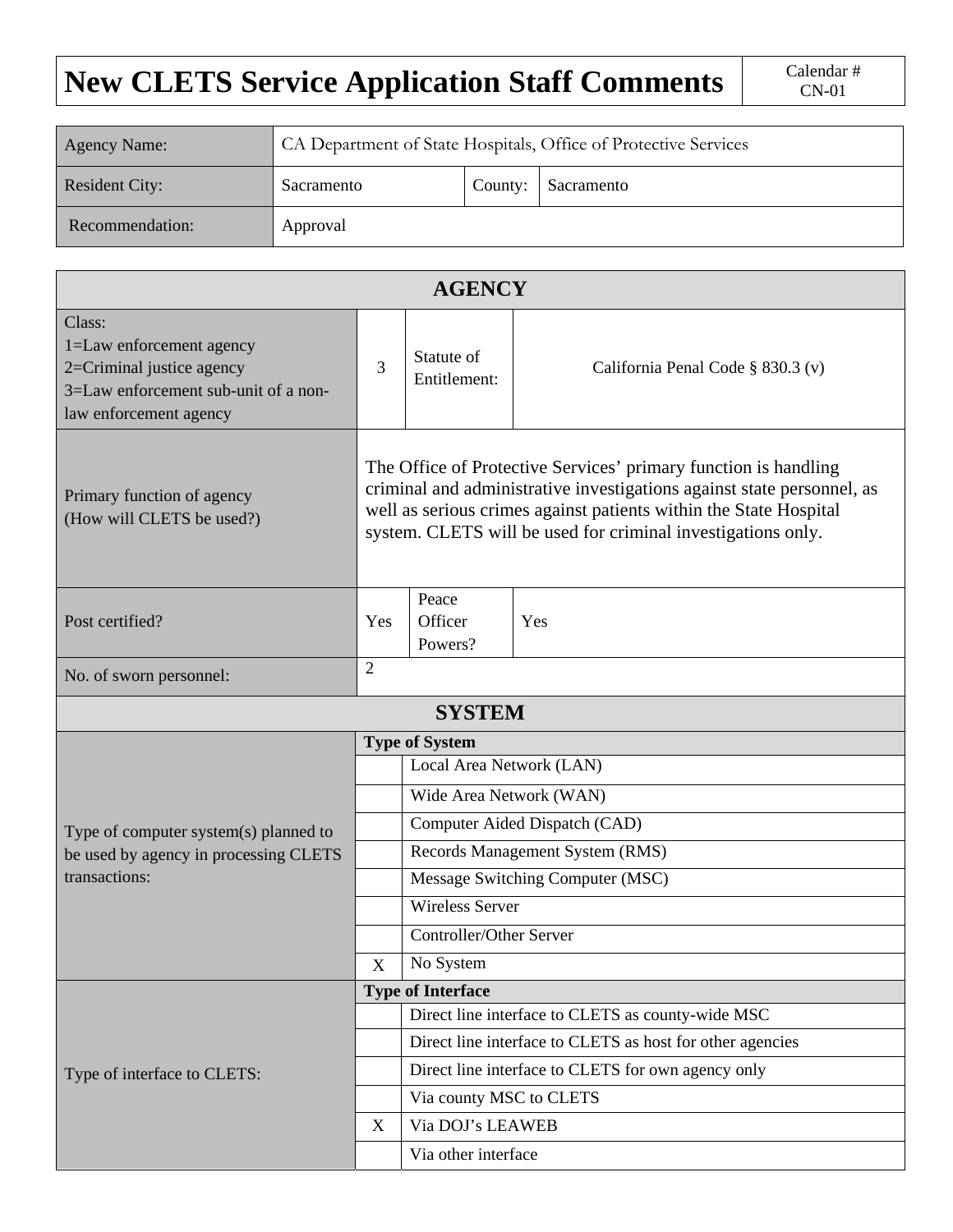# New CLETS Service Application Staff Comments

Calendar # CN-01

| Agency Name: | CA Department of State Hospitals, Office of Protective Services | | |
|---|---|---|---|
| Resident City: | Sacramento | County: | Sacramento |
| Recommendation: | Approval | | |

## AGENCY

| Class:<br>1=Law enforcement agency<br>2=Criminal justice agency<br>3=Law enforcement sub-unit of a non-law enforcement agency | 3 | Statute of Entitlement: | California Penal Code § 830.3 (v) |
|---|---|---|---|
| Primary function of agency (How will CLETS be used?) | The Office of Protective Services' primary function is handling criminal and administrative investigations against state personnel, as well as serious crimes against patients within the State Hospital system. CLETS will be used for criminal investigations only. | | |
| Post certified? | Yes | Peace Officer Powers? | Yes |
| No. of sworn personnel: | 2 | | |

## SYSTEM

| Type of computer system(s) planned to be used by agency in processing CLETS transactions: | **Type of System** | |
|---|---|---|
| | | Local Area Network (LAN) |
| | | Wide Area Network (WAN) |
| | | Computer Aided Dispatch (CAD) |
| | | Records Management System (RMS) |
| | | Message Switching Computer (MSC) |
| | | Wireless Server |
| | | Controller/Other Server |
| | X | No System |

| Type of interface to CLETS: | **Type of Interface** | |
|---|---|---|
| | | Direct line interface to CLETS as county-wide MSC |
| | | Direct line interface to CLETS as host for other agencies |
| | | Direct line interface to CLETS for own agency only |
| | | Via county MSC to CLETS |
| | X | Via DOJ's LEAWEB |
| | | Via other interface |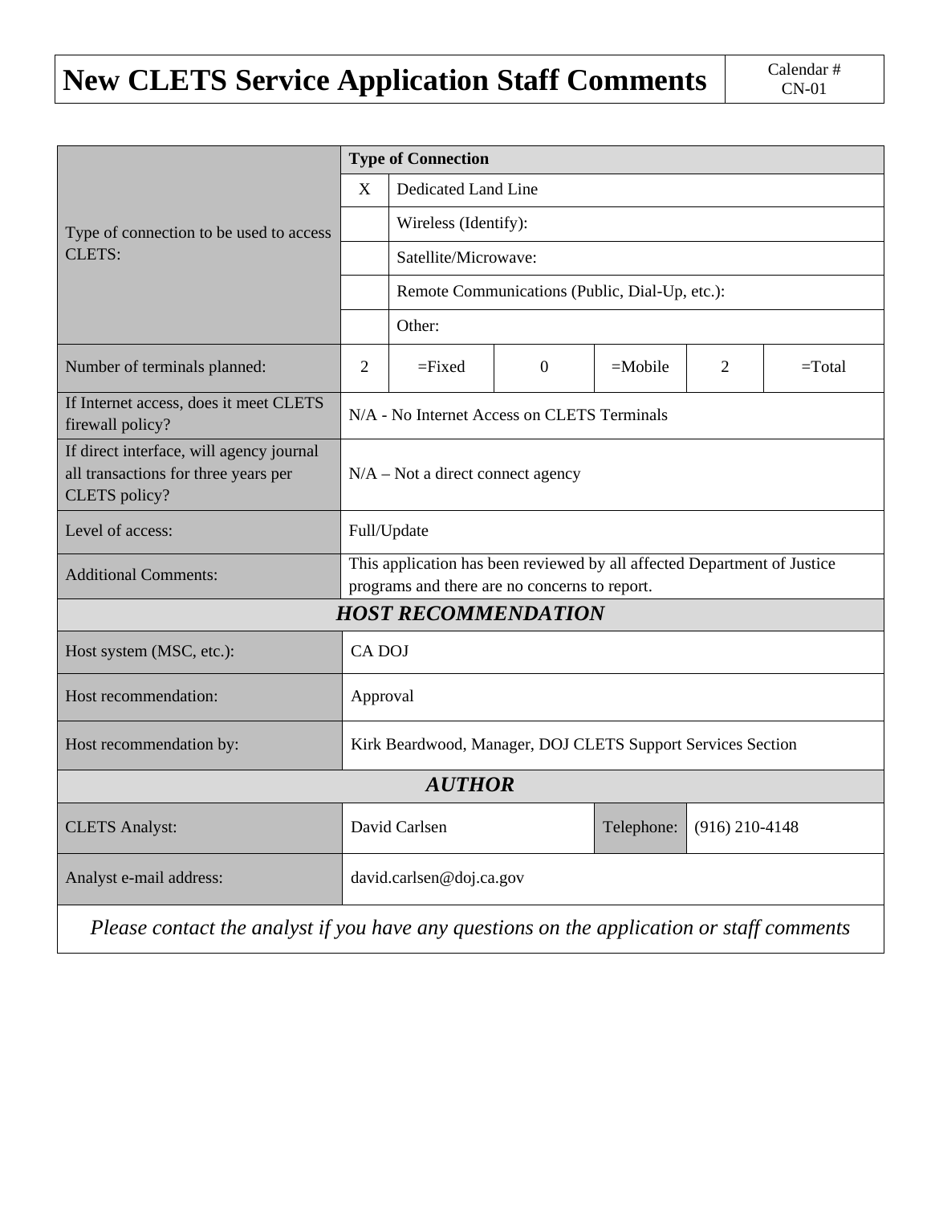# New CLETS Service Application Staff Comments

Calendar # CN-01

| | | | | | | |
|---|---|---|---|---|---|---|
| Type of connection to be used to access CLETS: | **Type of Connection** | | | | | |
| | X | Dedicated Land Line | | | | |
| | | Wireless (Identify): | | | | |
| | | Satellite/Microwave: | | | | |
| | | Remote Communications (Public, Dial-Up, etc.): | | | | |
| | | Other: | | | | |
| Number of terminals planned: | 2 | =Fixed | 0 | =Mobile | 2 | =Total |
| If Internet access, does it meet CLETS firewall policy? | N/A - No Internet Access on CLETS Terminals | | | | | |
| If direct interface, will agency journal all transactions for three years per CLETS policy? | N/A – Not a direct connect agency | | | | | |
| Level of access: | Full/Update | | | | | |
| Additional Comments: | This application has been reviewed by all affected Department of Justice programs and there are no concerns to report. | | | | | |
| ***HOST RECOMMENDATION*** | | | | | | |
| Host system (MSC, etc.): | CA DOJ | | | | | |
| Host recommendation: | Approval | | | | | |
| Host recommendation by: | Kirk Beardwood, Manager, DOJ CLETS Support Services Section | | | | | |
| ***AUTHOR*** | | | | | | |
| CLETS Analyst: | David Carlsen | | | Telephone: | (916) 210-4148 | |
| Analyst e-mail address: | david.carlsen@doj.ca.gov | | | | | |

*Please contact the analyst if you have any questions on the application or staff comments*